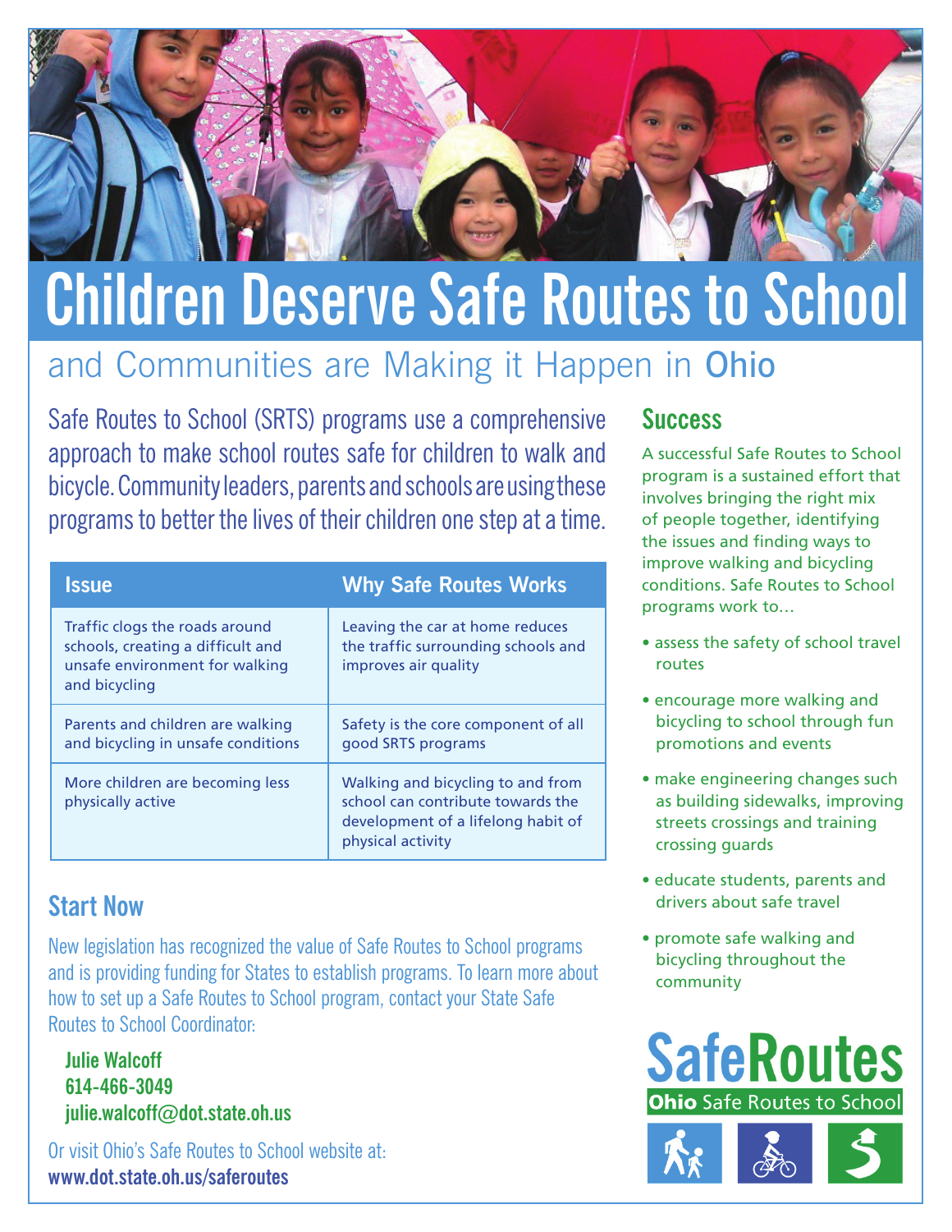# Children Deserve Safe Routes to School

## and Communities are Making it Happen in Ohio

Safe Routes to School (SRTS) programs use a comprehensive approach to make school routes safe for children to walk and bicycle. Community leaders, parents and schools are using these programs to better the lives of their children one step at a time.

| Issue | Why Safe Routes Works |
|---|---|
| Traffic clogs the roads around schools, creating a difficult and unsafe environment for walking and bicycling | Leaving the car at home reduces the traffic surrounding schools and improves air quality |
| Parents and children are walking and bicycling in unsafe conditions | Safety is the core component of all good SRTS programs |
| More children are becoming less physically active | Walking and bicycling to and from school can contribute towards the development of a lifelong habit of physical activity |

## Start Now

New legislation has recognized the value of Safe Routes to School programs and is providing funding for States to establish programs. To learn more about how to set up a Safe Routes to School program, contact your State Safe Routes to School Coordinator:

**Julie Walcoff**
**614-466-3049**
**julie.walcoff@dot.state.oh.us**

Or visit Ohio's Safe Routes to School website at:
**www.dot.state.oh.us/saferoutes**

## Success

A successful Safe Routes to School program is a sustained effort that involves bringing the right mix of people together, identifying the issues and finding ways to improve walking and bicycling conditions. Safe Routes to School programs work to…

- assess the safety of school travel routes
- encourage more walking and bicycling to school through fun promotions and events
- make engineering changes such as building sidewalks, improving streets crossings and training crossing guards
- educate students, parents and drivers about safe travel
- promote safe walking and bicycling throughout the community

SafeRoutes
**Ohio** Safe Routes to School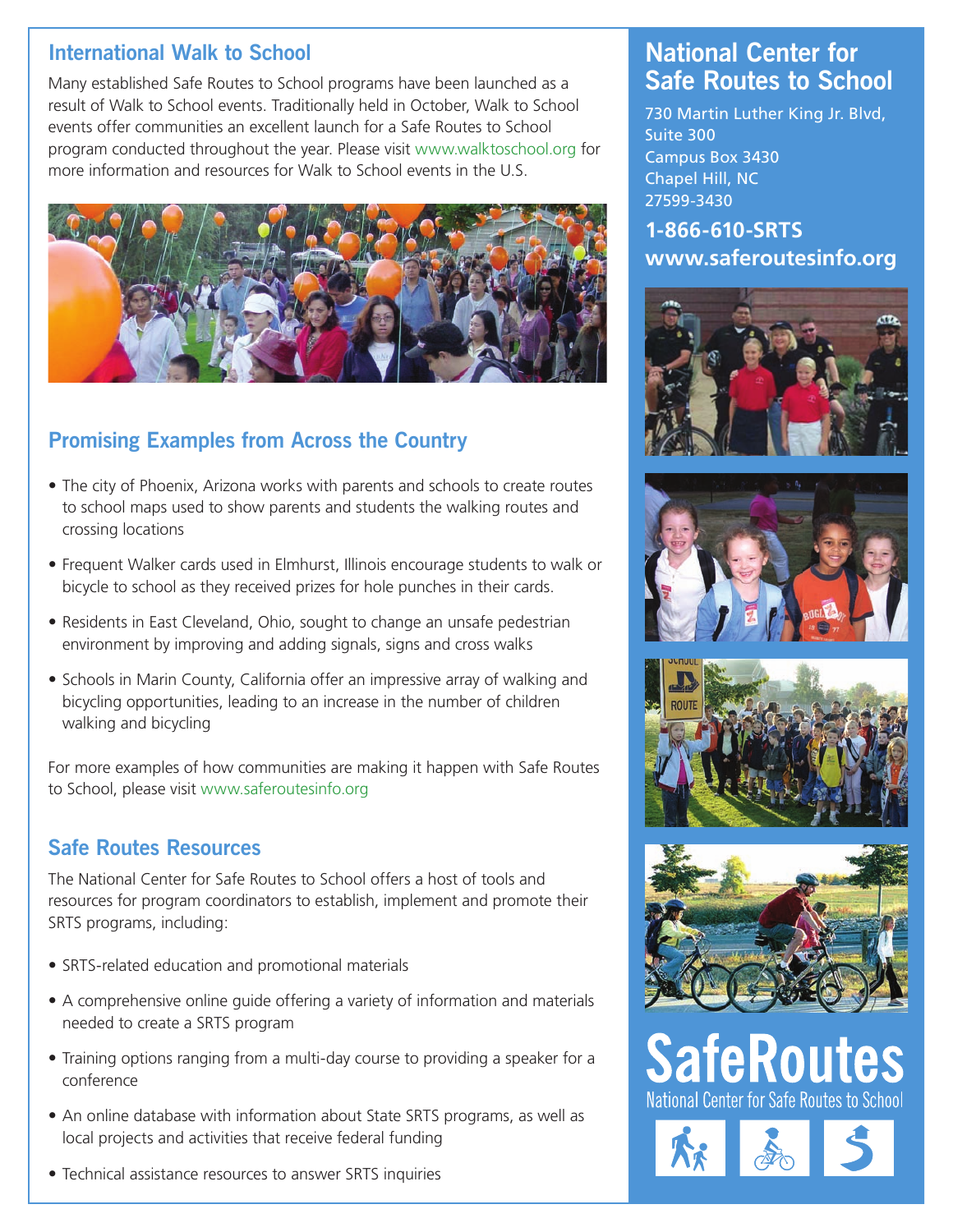## International Walk to School

Many established Safe Routes to School programs have been launched as a result of Walk to School events. Traditionally held in October, Walk to School events offer communities an excellent launch for a Safe Routes to School program conducted throughout the year. Please visit www.walktoschool.org for more information and resources for Walk to School events in the U.S.

## Promising Examples from Across the Country

- The city of Phoenix, Arizona works with parents and schools to create routes to school maps used to show parents and students the walking routes and crossing locations
- Frequent Walker cards used in Elmhurst, Illinois encourage students to walk or bicycle to school as they received prizes for hole punches in their cards.
- Residents in East Cleveland, Ohio, sought to change an unsafe pedestrian environment by improving and adding signals, signs and cross walks
- Schools in Marin County, California offer an impressive array of walking and bicycling opportunities, leading to an increase in the number of children walking and bicycling

For more examples of how communities are making it happen with Safe Routes to School, please visit www.saferoutesinfo.org

## Safe Routes Resources

The National Center for Safe Routes to School offers a host of tools and resources for program coordinators to establish, implement and promote their SRTS programs, including:

- SRTS-related education and promotional materials
- A comprehensive online guide offering a variety of information and materials needed to create a SRTS program
- Training options ranging from a multi-day course to providing a speaker for a conference
- An online database with information about State SRTS programs, as well as local projects and activities that receive federal funding
- Technical assistance resources to answer SRTS inquiries

## National Center for Safe Routes to School

730 Martin Luther King Jr. Blvd,
Suite 300
Campus Box 3430
Chapel Hill, NC
27599-3430

**1-866-610-SRTS**
**www.saferoutesinfo.org**

**SafeRoutes**
National Center for Safe Routes to School